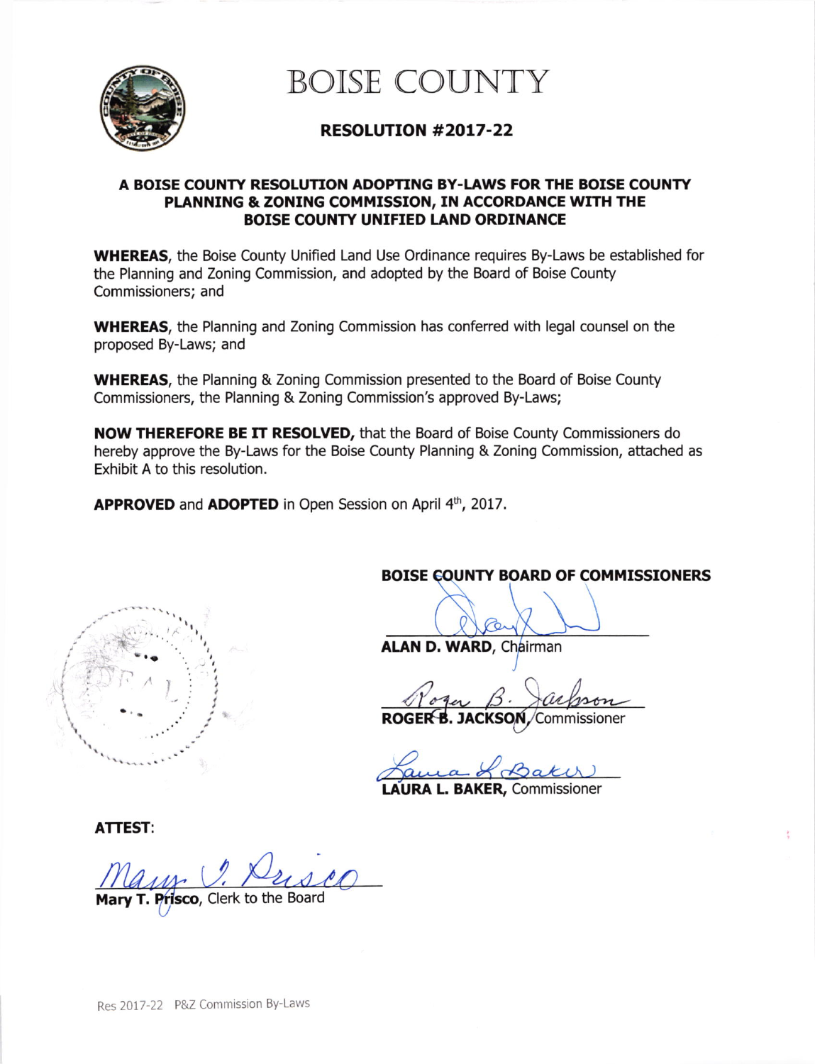# BOISE COUNTY

## RESOLUTION #2017-22

### A BOISE COUNTY RESOLUTION ADOPTING BY-LAWS FOR THE BOISE COUNTY PLANNING & ZONING COMMISSION, IN ACCORDANCE WITH THE BOISE COUNTY UNIFIED LAND ORDINANCE

**WHEREAS**, the Boise County Unified Land Use Ordinance requires By-Laws be established for the Planning and Zoning Commission, and adopted by the Board of Boise County Commissioners; and

**WHEREAS**, the Planning and Zoning Commission has conferred with legal counsel on the proposed By-Laws; and

**WHEREAS**, the Planning & Zoning Commission presented to the Board of Boise County Commissioners, the Planning & Zoning Commission's approved By-Laws;

**NOW THEREFORE BE IT RESOLVED,** that the Board of Boise County Commissioners do hereby approve the By-Laws for the Boise County Planning & Zoning Commission, attached as Exhibit A to this resolution.

**APPROVED** and **ADOPTED** in Open Session on April 4th, 2017.

**BOISE COUNTY BOARD OF COMMISSIONERS**

**ALAN D. WARD**, Chairman

**ROGER B. JACKSON**, Commissioner

**LAURA L. BAKER**, Commissioner

**ATTEST**:

**Mary T. Prisco**, Clerk to the Board

Res 2017-22 P&Z Commission By-Laws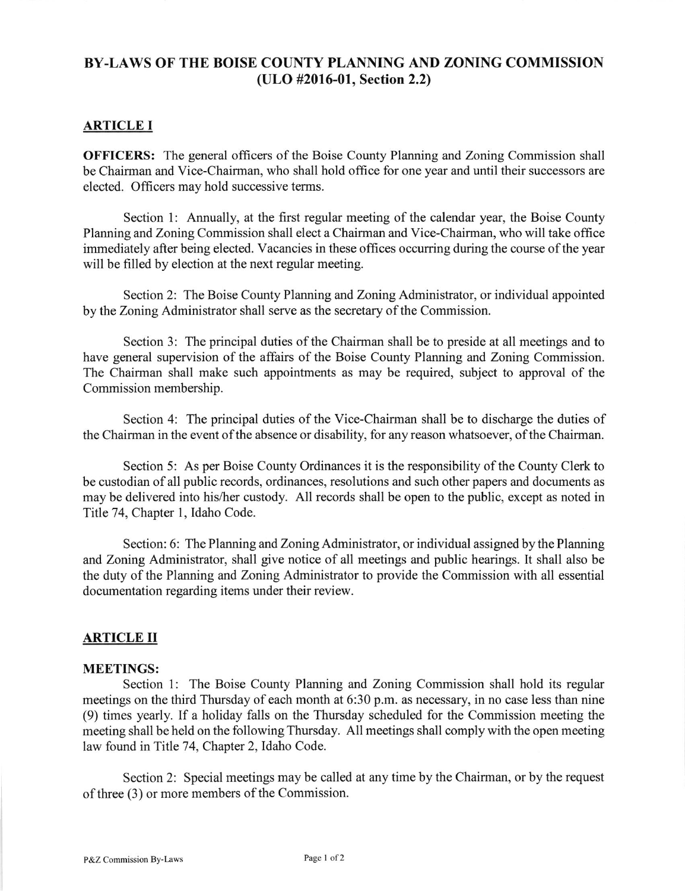# BY-LAWS OF THE BOISE COUNTY PLANNING AND ZONING COMMISSION (ULO #2016-01, Section 2.2)

## ARTICLE I

**OFFICERS:** The general officers of the Boise County Planning and Zoning Commission shall be Chairman and Vice-Chairman, who shall hold office for one year and until their successors are elected. Officers may hold successive terms.

Section 1: Annually, at the first regular meeting of the calendar year, the Boise County Planning and Zoning Commission shall elect a Chairman and Vice-Chairman, who will take office immediately after being elected. Vacancies in these offices occurring during the course of the year will be filled by election at the next regular meeting.

Section 2: The Boise County Planning and Zoning Administrator, or individual appointed by the Zoning Administrator shall serve as the secretary of the Commission.

Section 3: The principal duties of the Chairman shall be to preside at all meetings and to have general supervision of the affairs of the Boise County Planning and Zoning Commission. The Chairman shall make such appointments as may be required, subject to approval of the Commission membership.

Section 4: The principal duties of the Vice-Chairman shall be to discharge the duties of the Chairman in the event of the absence or disability, for any reason whatsoever, of the Chairman.

Section 5: As per Boise County Ordinances it is the responsibility of the County Clerk to be custodian of all public records, ordinances, resolutions and such other papers and documents as may be delivered into his/her custody. All records shall be open to the public, except as noted in Title 74, Chapter 1, Idaho Code.

Section: 6: The Planning and Zoning Administrator, or individual assigned by the Planning and Zoning Administrator, shall give notice of all meetings and public hearings. It shall also be the duty of the Planning and Zoning Administrator to provide the Commission with all essential documentation regarding items under their review.

## ARTICLE II

**MEETINGS:**

Section 1: The Boise County Planning and Zoning Commission shall hold its regular meetings on the third Thursday of each month at 6:30 p.m. as necessary, in no case less than nine (9) times yearly. If a holiday falls on the Thursday scheduled for the Commission meeting the meeting shall be held on the following Thursday. All meetings shall comply with the open meeting law found in Title 74, Chapter 2, Idaho Code.

Section 2: Special meetings may be called at any time by the Chairman, or by the request of three (3) or more members of the Commission.